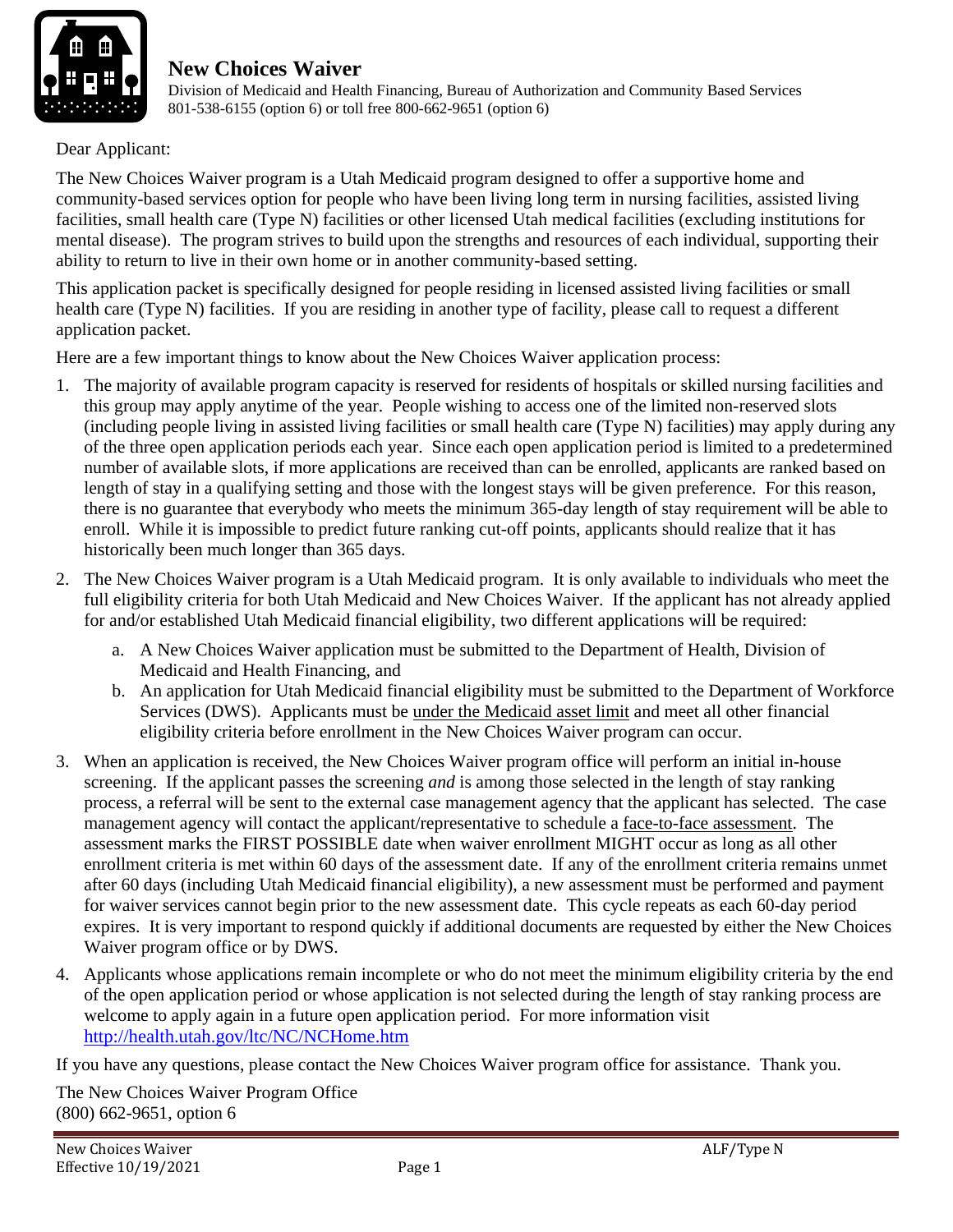# New Choices Waiver

Division of Medicaid and Health Financing, Bureau of Authorization and Community Based Services
801-538-6155 (option 6) or toll free 800-662-9651 (option 6)

Dear Applicant:

The New Choices Waiver program is a Utah Medicaid program designed to offer a supportive home and community-based services option for people who have been living long term in nursing facilities, assisted living facilities, small health care (Type N) facilities or other licensed Utah medical facilities (excluding institutions for mental disease). The program strives to build upon the strengths and resources of each individual, supporting their ability to return to live in their own home or in another community-based setting.

This application packet is specifically designed for people residing in licensed assisted living facilities or small health care (Type N) facilities. If you are residing in another type of facility, please call to request a different application packet.

Here are a few important things to know about the New Choices Waiver application process:

1. The majority of available program capacity is reserved for residents of hospitals or skilled nursing facilities and this group may apply anytime of the year. People wishing to access one of the limited non-reserved slots (including people living in assisted living facilities or small health care (Type N) facilities) may apply during any of the three open application periods each year. Since each open application period is limited to a predetermined number of available slots, if more applications are received than can be enrolled, applicants are ranked based on length of stay in a qualifying setting and those with the longest stays will be given preference. For this reason, there is no guarantee that everybody who meets the minimum 365-day length of stay requirement will be able to enroll. While it is impossible to predict future ranking cut-off points, applicants should realize that it has historically been much longer than 365 days.
2. The New Choices Waiver program is a Utah Medicaid program. It is only available to individuals who meet the full eligibility criteria for both Utah Medicaid and New Choices Waiver. If the applicant has not already applied for and/or established Utah Medicaid financial eligibility, two different applications will be required:
   a. A New Choices Waiver application must be submitted to the Department of Health, Division of Medicaid and Health Financing, and
   b. An application for Utah Medicaid financial eligibility must be submitted to the Department of Workforce Services (DWS). Applicants must be under the Medicaid asset limit and meet all other financial eligibility criteria before enrollment in the New Choices Waiver program can occur.
3. When an application is received, the New Choices Waiver program office will perform an initial in-house screening. If the applicant passes the screening *and* is among those selected in the length of stay ranking process, a referral will be sent to the external case management agency that the applicant has selected. The case management agency will contact the applicant/representative to schedule a face-to-face assessment. The assessment marks the FIRST POSSIBLE date when waiver enrollment MIGHT occur as long as all other enrollment criteria is met within 60 days of the assessment date. If any of the enrollment criteria remains unmet after 60 days (including Utah Medicaid financial eligibility), a new assessment must be performed and payment for waiver services cannot begin prior to the new assessment date. This cycle repeats as each 60-day period expires. It is very important to respond quickly if additional documents are requested by either the New Choices Waiver program office or by DWS.
4. Applicants whose applications remain incomplete or who do not meet the minimum eligibility criteria by the end of the open application period or whose application is not selected during the length of stay ranking process are welcome to apply again in a future open application period. For more information visit http://health.utah.gov/ltc/NC/NCHome.htm

If you have any questions, please contact the New Choices Waiver program office for assistance. Thank you.

The New Choices Waiver Program Office
(800) 662-9651, option 6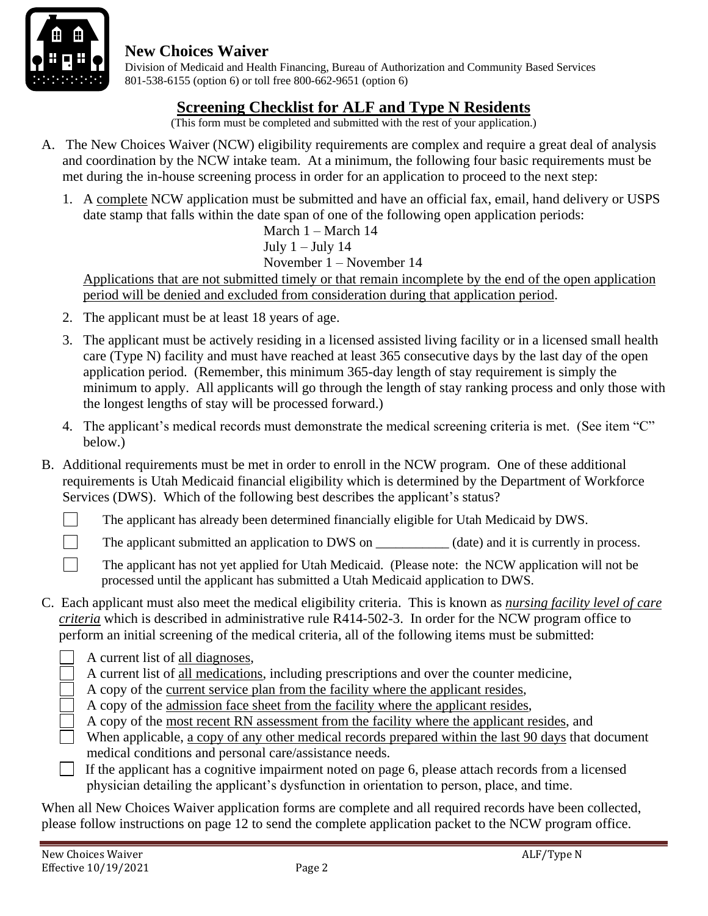**New Choices Waiver**

Division of Medicaid and Health Financing, Bureau of Authorization and Community Based Services
801-538-6155 (option 6) or toll free 800-662-9651 (option 6)

## Screening Checklist for ALF and Type N Residents

(This form must be completed and submitted with the rest of your application.)

A. The New Choices Waiver (NCW) eligibility requirements are complex and require a great deal of analysis and coordination by the NCW intake team. At a minimum, the following four basic requirements must be met during the in-house screening process in order for an application to proceed to the next step:

1. A <u>complete</u> NCW application must be submitted and have an official fax, email, hand delivery or USPS date stamp that falls within the date span of one of the following open application periods:

   March 1 – March 14
   July 1 – July 14
   November 1 – November 14

   <u>Applications that are not submitted timely or that remain incomplete by the end of the open application period will be denied and excluded from consideration during that application period</u>.

2. The applicant must be at least 18 years of age.

3. The applicant must be actively residing in a licensed assisted living facility or in a licensed small health care (Type N) facility and must have reached at least 365 consecutive days by the last day of the open application period. (Remember, this minimum 365-day length of stay requirement is simply the minimum to apply. All applicants will go through the length of stay ranking process and only those with the longest lengths of stay will be processed forward.)

4. The applicant's medical records must demonstrate the medical screening criteria is met. (See item "C" below.)

B. Additional requirements must be met in order to enroll in the NCW program. One of these additional requirements is Utah Medicaid financial eligibility which is determined by the Department of Workforce Services (DWS). Which of the following best describes the applicant's status?

- ☐ The applicant has already been determined financially eligible for Utah Medicaid by DWS.
- ☐ The applicant submitted an application to DWS on ___________ (date) and it is currently in process.
- ☐ The applicant has not yet applied for Utah Medicaid. (Please note: the NCW application will not be processed until the applicant has submitted a Utah Medicaid application to DWS.

C. Each applicant must also meet the medical eligibility criteria. This is known as ***<u>nursing facility level of care criteria</u>*** which is described in administrative rule R414-502-3. In order for the NCW program office to perform an initial screening of the medical criteria, all of the following items must be submitted:

- ☐ A current list of <u>all diagnoses</u>,
- ☐ A current list of <u>all medications</u>, including prescriptions and over the counter medicine,
- ☐ A copy of the <u>current service plan from the facility where the applicant resides</u>,
- ☐ A copy of the <u>admission face sheet from the facility where the applicant resides</u>,
- ☐ A copy of the <u>most recent RN assessment from the facility where the applicant resides</u>, and
- ☐ When applicable, <u>a copy of any other medical records prepared within the last 90 days</u> that document medical conditions and personal care/assistance needs.
- ☐ If the applicant has a cognitive impairment noted on page 6, please attach records from a licensed physician detailing the applicant's dysfunction in orientation to person, place, and time.

When all New Choices Waiver application forms are complete and all required records have been collected, please follow instructions on page 12 to send the complete application packet to the NCW program office.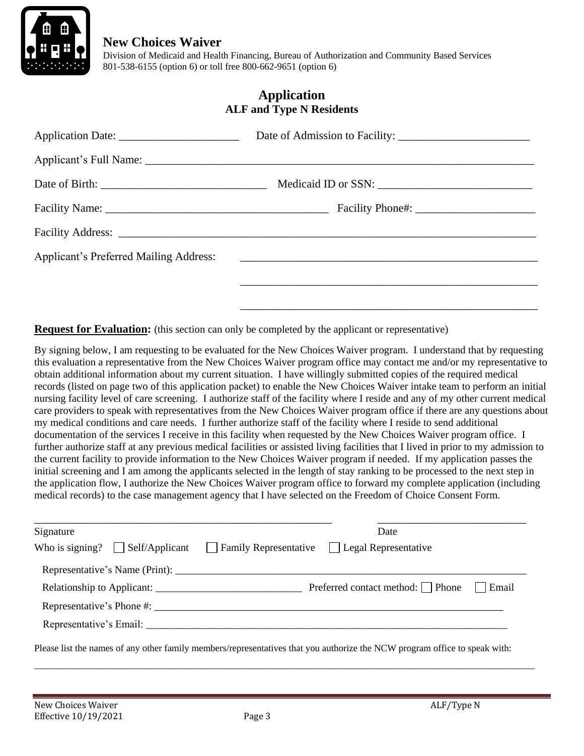**New Choices Waiver**
Division of Medicaid and Health Financing, Bureau of Authorization and Community Based Services
801-538-6155 (option 6) or toll free 800-662-9651 (option 6)

## Application
### ALF and Type N Residents

Application Date: ____________________ Date of Admission to Facility: ______________________

Applicant's Full Name: ______________________________________________________________

Date of Birth: ___________________________ Medicaid ID or SSN: _________________________

Facility Name: ____________________________________ Facility Phone#: ____________________

Facility Address: ____________________________________________________________________

Applicant's Preferred Mailing Address: ______________________________________________

______________________________________________

______________________________________________

**Request for Evaluation:** (this section can only be completed by the applicant or representative)

By signing below, I am requesting to be evaluated for the New Choices Waiver program. I understand that by requesting this evaluation a representative from the New Choices Waiver program office may contact me and/or my representative to obtain additional information about my current situation. I have willingly submitted copies of the required medical records (listed on page two of this application packet) to enable the New Choices Waiver intake team to perform an initial nursing facility level of care screening. I authorize staff of the facility where I reside and any of my other current medical care providers to speak with representatives from the New Choices Waiver program office if there are any questions about my medical conditions and care needs. I further authorize staff of the facility where I reside to send additional documentation of the services I receive in this facility when requested by the New Choices Waiver program office. I further authorize staff at any previous medical facilities or assisted living facilities that I lived in prior to my admission to the current facility to provide information to the New Choices Waiver program if needed. If my application passes the initial screening and I am among the applicants selected in the length of stay ranking to be processed to the next step in the application flow, I authorize the New Choices Waiver program office to forward my complete application (including medical records) to the case management agency that I have selected on the Freedom of Choice Consent Form.

______________________________________________________ __________________________
Signature Date

Who is signing? ☐ Self/Applicant ☐ Family Representative ☐ Legal Representative

Representative's Name (Print): ____________________________________________________________

Relationship to Applicant: __________________________ Preferred contact method: ☐ Phone ☐ Email

Representative's Phone #: ______________________________________________________________

Representative's Email: ________________________________________________________________

Please list the names of any other family members/representatives that you authorize the NCW program office to speak with:

______________________________________________________________________________________________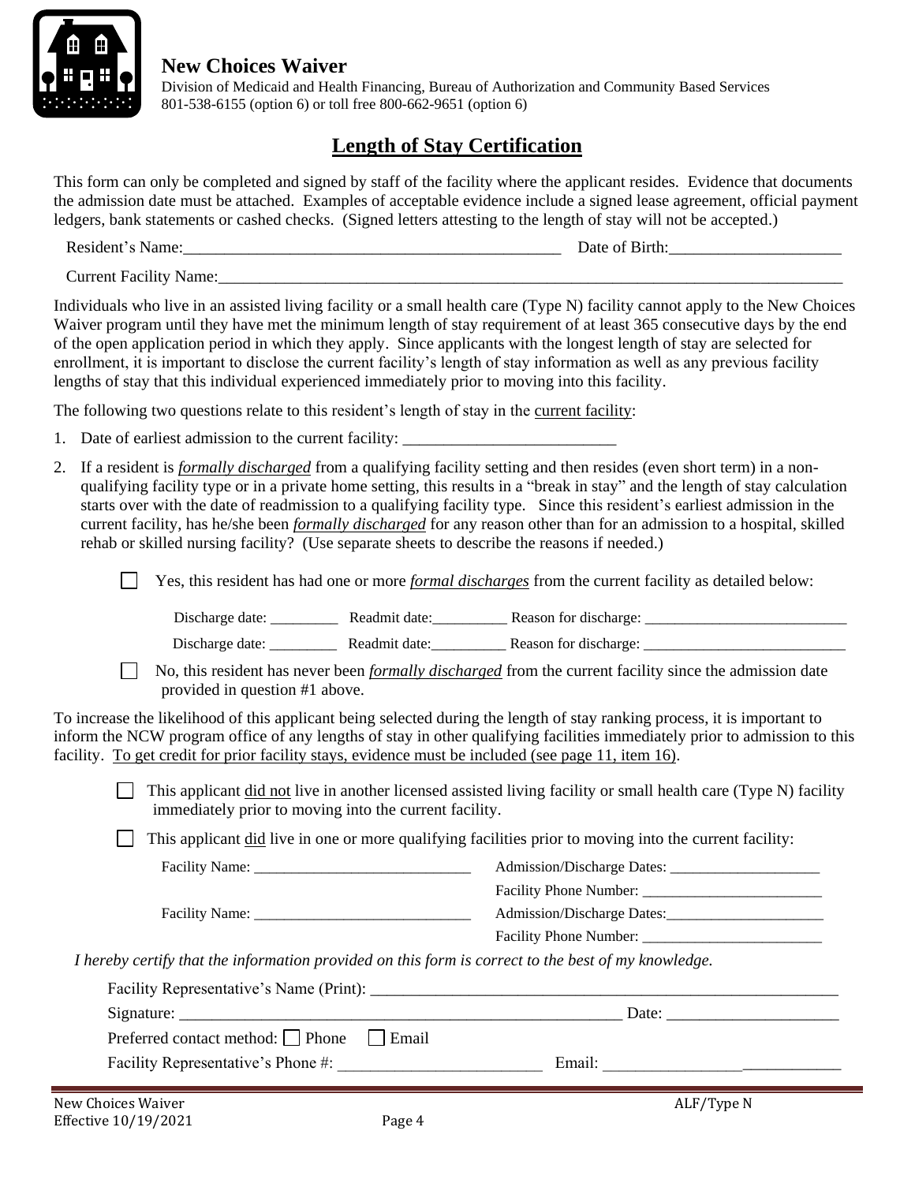**New Choices Waiver**

Division of Medicaid and Health Financing, Bureau of Authorization and Community Based Services
801-538-6155 (option 6) or toll free 800-662-9651 (option 6)

# Length of Stay Certification

This form can only be completed and signed by staff of the facility where the applicant resides. Evidence that documents the admission date must be attached. Examples of acceptable evidence include a signed lease agreement, official payment ledgers, bank statements or cashed checks. (Signed letters attesting to the length of stay will not be accepted.)

Resident's Name:_______________________________________________ Date of Birth:____________________

Current Facility Name:_____________________________________________________________________________

Individuals who live in an assisted living facility or a small health care (Type N) facility cannot apply to the New Choices Waiver program until they have met the minimum length of stay requirement of at least 365 consecutive days by the end of the open application period in which they apply. Since applicants with the longest length of stay are selected for enrollment, it is important to disclose the current facility's length of stay information as well as any previous facility lengths of stay that this individual experienced immediately prior to moving into this facility.

The following two questions relate to this resident's length of stay in the current facility:

1. Date of earliest admission to the current facility: __________________________

2. If a resident is ***formally discharged*** from a qualifying facility setting and then resides (even short term) in a non-qualifying facility type or in a private home setting, this results in a "break in stay" and the length of stay calculation starts over with the date of readmission to a qualifying facility type. Since this resident's earliest admission in the current facility, has he/she been ***formally discharged*** for any reason other than for an admission to a hospital, skilled rehab or skilled nursing facility? (Use separate sheets to describe the reasons if needed.)

   ☐ Yes, this resident has had one or more ***formal discharges*** from the current facility as detailed below:

   Discharge date: _________ Readmit date:__________ Reason for discharge: ___________________________

   Discharge date: _________ Readmit date:__________ Reason for discharge: ___________________________

   ☐ No, this resident has never been ***formally discharged*** from the current facility since the admission date provided in question #1 above.

To increase the likelihood of this applicant being selected during the length of stay ranking process, it is important to inform the NCW program office of any lengths of stay in other qualifying facilities immediately prior to admission to this facility. To get credit for prior facility stays, evidence must be included (see page 11, item 16).

☐ This applicant did not live in another licensed assisted living facility or small health care (Type N) facility immediately prior to moving into the current facility.

☐ This applicant did live in one or more qualifying facilities prior to moving into the current facility:

Facility Name: ____________________________ Admission/Discharge Dates: ____________________
Facility Phone Number: ________________________

Facility Name: ____________________________ Admission/Discharge Dates:_____________________
Facility Phone Number: ________________________

*I hereby certify that the information provided on this form is correct to the best of my knowledge.*

Facility Representative's Name (Print): ____________________________________________________________

Signature: ________________________________________________________ Date: _____________________

Preferred contact method: ☐ Phone ☐ Email

Facility Representative's Phone #: _________________________ Email: _____________________________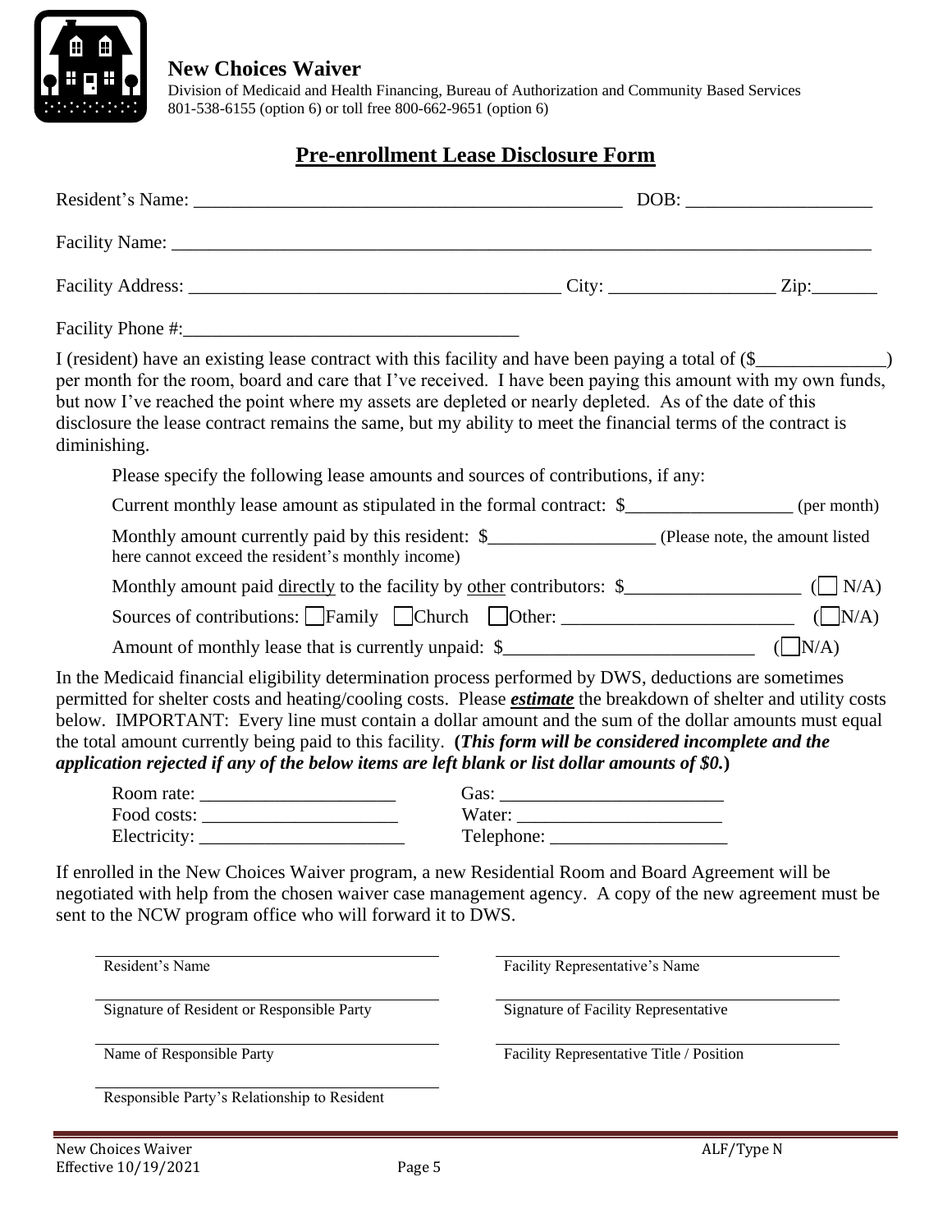**New Choices Waiver**
Division of Medicaid and Health Financing, Bureau of Authorization and Community Based Services
801-538-6155 (option 6) or toll free 800-662-9651 (option 6)

# Pre-enrollment Lease Disclosure Form

Resident's Name: ____________________________________________ DOB: ____________________

Facility Name: ______________________________________________________________________________

Facility Address: ______________________________________ City: _________________ Zip:_______

Facility Phone #:___________________________________

I (resident) have an existing lease contract with this facility and have been paying a total of ($______________) per month for the room, board and care that I've received. I have been paying this amount with my own funds, but now I've reached the point where my assets are depleted or nearly depleted. As of the date of this disclosure the lease contract remains the same, but my ability to meet the financial terms of the contract is diminishing.

Please specify the following lease amounts and sources of contributions, if any:

Current monthly lease amount as stipulated in the formal contract: $__________________ (per month)

Monthly amount currently paid by this resident: $__________________ (Please note, the amount listed here cannot exceed the resident's monthly income)

Monthly amount paid directly to the facility by other contributors: $___________________ (☐ N/A)

Sources of contributions: ☐ Family ☐ Church ☐ Other: _________________________ (☐ N/A)

Amount of monthly lease that is currently unpaid: $__________________________ (☐ N/A)

In the Medicaid financial eligibility determination process performed by DWS, deductions are sometimes permitted for shelter costs and heating/cooling costs. Please ***estimate*** the breakdown of shelter and utility costs below. IMPORTANT: Every line must contain a dollar amount and the sum of the dollar amounts must equal the total amount currently being paid to this facility. **(*This form will be considered incomplete and the application rejected if any of the below items are left blank or list dollar amounts of $0.*)**

Room rate: _____________________ Gas: ________________________

Food costs: _____________________ Water: ______________________

Electricity: ______________________ Telephone: ___________________

If enrolled in the New Choices Waiver program, a new Residential Room and Board Agreement will be negotiated with help from the chosen waiver case management agency. A copy of the new agreement must be sent to the NCW program office who will forward it to DWS.

| | |
|---|---|
| ______________________________ | ______________________________ |
| Resident's Name | Facility Representative's Name |
| ______________________________ | ______________________________ |
| Signature of Resident or Responsible Party | Signature of Facility Representative |
| ______________________________ | ______________________________ |
| Name of Responsible Party | Facility Representative Title / Position |
| ______________________________ | |
| Responsible Party's Relationship to Resident | |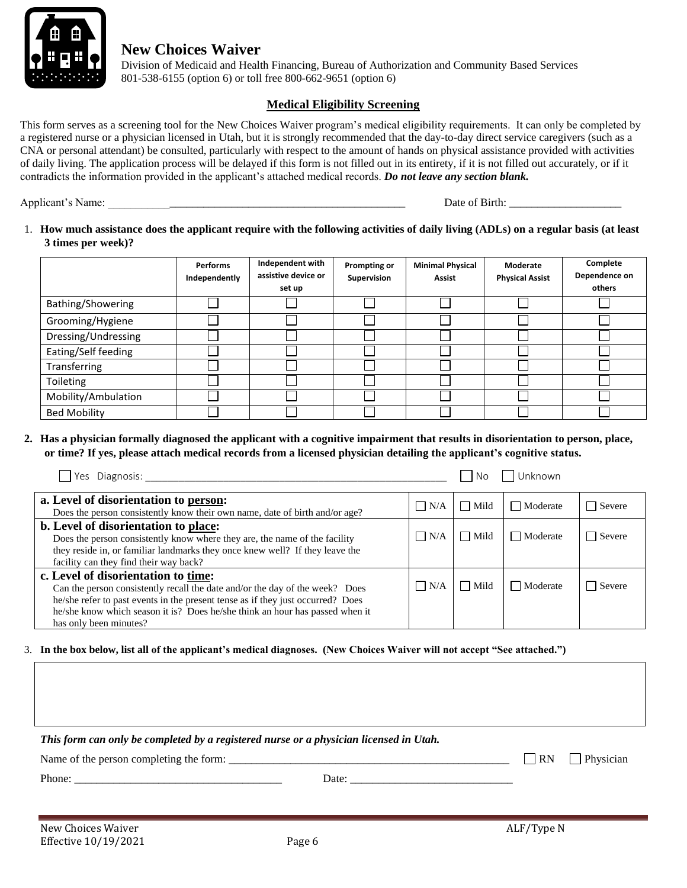# New Choices Waiver

Division of Medicaid and Health Financing, Bureau of Authorization and Community Based Services
801-538-6155 (option 6) or toll free 800-662-9651 (option 6)

## Medical Eligibility Screening

This form serves as a screening tool for the New Choices Waiver program's medical eligibility requirements. It can only be completed by a registered nurse or a physician licensed in Utah, but it is strongly recommended that the day-to-day direct service caregivers (such as a CNA or personal attendant) be consulted, particularly with respect to the amount of hands on physical assistance provided with activities of daily living. The application process will be delayed if this form is not filled out in its entirety, if it is not filled out accurately, or if it contradicts the information provided in the applicant's attached medical records. ***Do not leave any section blank.***

Applicant's Name: ______________________________________________ Date of Birth: ____________________

1. **How much assistance does the applicant require with the following activities of daily living (ADLs) on a regular basis (at least 3 times per week)?**

| | Performs Independently | Independent with assistive device or set up | Prompting or Supervision | Minimal Physical Assist | Moderate Physical Assist | Complete Dependence on others |
|---|---|---|---|---|---|---|
| Bathing/Showering | ☐ | ☐ | ☐ | ☐ | ☐ | ☐ |
| Grooming/Hygiene | ☐ | ☐ | ☐ | ☐ | ☐ | ☐ |
| Dressing/Undressing | ☐ | ☐ | ☐ | ☐ | ☐ | ☐ |
| Eating/Self feeding | ☐ | ☐ | ☐ | ☐ | ☐ | ☐ |
| Transferring | ☐ | ☐ | ☐ | ☐ | ☐ | ☐ |
| Toileting | ☐ | ☐ | ☐ | ☐ | ☐ | ☐ |
| Mobility/Ambulation | ☐ | ☐ | ☐ | ☐ | ☐ | ☐ |
| Bed Mobility | ☐ | ☐ | ☐ | ☐ | ☐ | ☐ |

2. **Has a physician formally diagnosed the applicant with a cognitive impairment that results in disorientation to person, place, or time? If yes, please attach medical records from a licensed physician detailing the applicant's cognitive status.**

☐ Yes Diagnosis: ________________________________________________ ☐ No ☐ Unknown

| | | | | |
|---|---|---|---|---|
| **a. Level of disorientation to person:** Does the person consistently know their own name, date of birth and/or age? | ☐ N/A | ☐ Mild | ☐ Moderate | ☐ Severe |
| **b. Level of disorientation to place:** Does the person consistently know where they are, the name of the facility they reside in, or familiar landmarks they once knew well? If they leave the facility can they find their way back? | ☐ N/A | ☐ Mild | ☐ Moderate | ☐ Severe |
| **c. Level of disorientation to time:** Can the person consistently recall the date and/or the day of the week? Does he/she refer to past events in the present tense as if they just occurred? Does he/she know which season it is? Does he/she think an hour has passed when it has only been minutes? | ☐ N/A | ☐ Mild | ☐ Moderate | ☐ Severe |

3. **In the box below, list all of the applicant's medical diagnoses. (New Choices Waiver will not accept "See attached.")**

| |
|---|
| |

***This form can only be completed by a registered nurse or a physician licensed in Utah.***

Name of the person completing the form: ______________________________________________ ☐ RN ☐ Physician

Phone: __________________________________ Date: ____________________________

New Choices Waiver
Effective 10/19/2021

ALF/Type N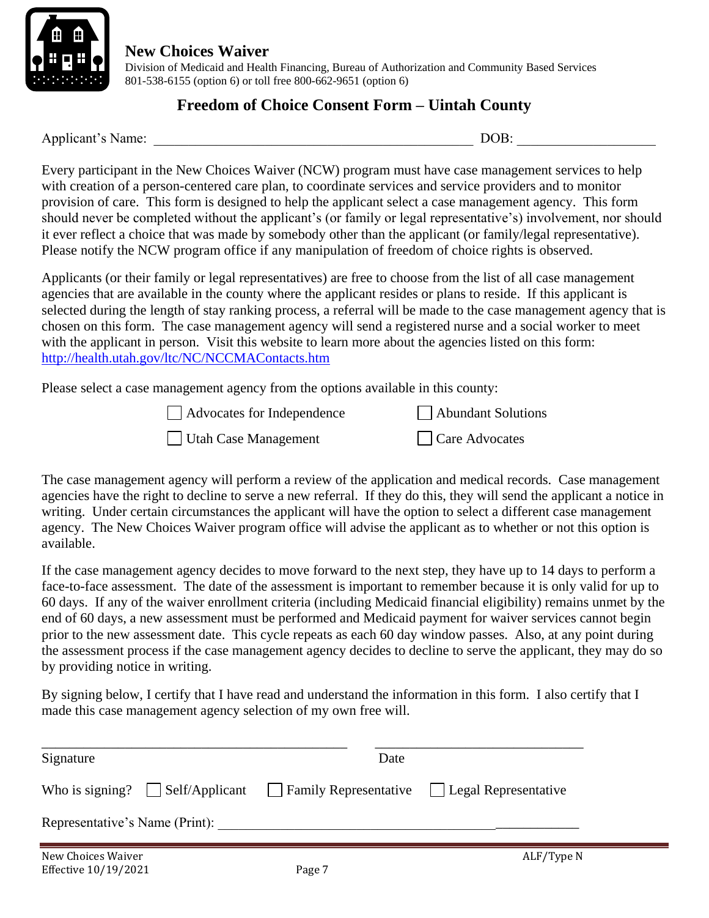**New Choices Waiver**

Division of Medicaid and Health Financing, Bureau of Authorization and Community Based Services
801-538-6155 (option 6) or toll free 800-662-9651 (option 6)

## Freedom of Choice Consent Form – Uintah County

Applicant's Name: _______________________________________________ DOB: ____________________

Every participant in the New Choices Waiver (NCW) program must have case management services to help with creation of a person-centered care plan, to coordinate services and service providers and to monitor provision of care. This form is designed to help the applicant select a case management agency. This form should never be completed without the applicant's (or family or legal representative's) involvement, nor should it ever reflect a choice that was made by somebody other than the applicant (or family/legal representative). Please notify the NCW program office if any manipulation of freedom of choice rights is observed.

Applicants (or their family or legal representatives) are free to choose from the list of all case management agencies that are available in the county where the applicant resides or plans to reside. If this applicant is selected during the length of stay ranking process, a referral will be made to the case management agency that is chosen on this form. The case management agency will send a registered nurse and a social worker to meet with the applicant in person. Visit this website to learn more about the agencies listed on this form: http://health.utah.gov/ltc/NC/NCCMAContacts.htm

Please select a case management agency from the options available in this county:

- ☐ Advocates for Independence
- ☐ Abundant Solutions
- ☐ Utah Case Management
- ☐ Care Advocates

The case management agency will perform a review of the application and medical records. Case management agencies have the right to decline to serve a new referral. If they do this, they will send the applicant a notice in writing. Under certain circumstances the applicant will have the option to select a different case management agency. The New Choices Waiver program office will advise the applicant as to whether or not this option is available.

If the case management agency decides to move forward to the next step, they have up to 14 days to perform a face-to-face assessment. The date of the assessment is important to remember because it is only valid for up to 60 days. If any of the waiver enrollment criteria (including Medicaid financial eligibility) remains unmet by the end of 60 days, a new assessment must be performed and Medicaid payment for waiver services cannot begin prior to the new assessment date. This cycle repeats as each 60 day window passes. Also, at any point during the assessment process if the case management agency decides to decline to serve the applicant, they may do so by providing notice in writing.

By signing below, I certify that I have read and understand the information in this form. I also certify that I made this case management agency selection of my own free will.

_____________________________________________ ______________________________

Signature Date

Who is signing? ☐ Self/Applicant ☐ Family Representative ☐ Legal Representative

Representative's Name (Print): ____________________________________________________

New Choices Waiver
Effective 10/19/2021

ALF/Type N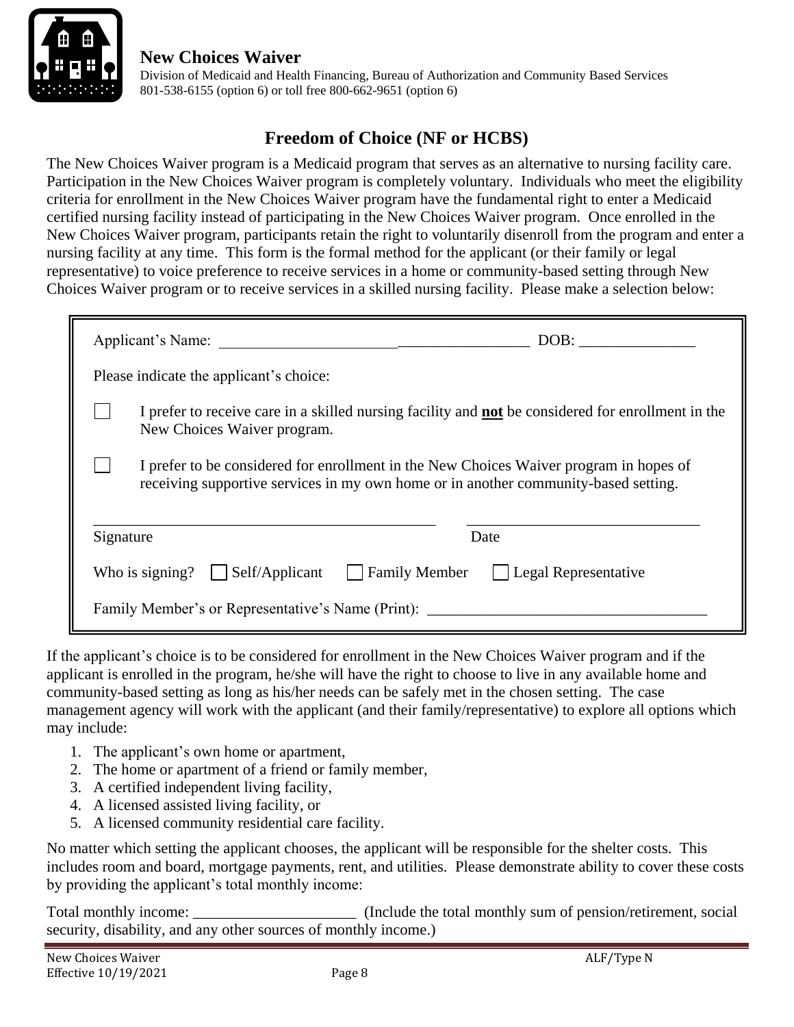**New Choices Waiver**
Division of Medicaid and Health Financing, Bureau of Authorization and Community Based Services
801-538-6155 (option 6) or toll free 800-662-9651 (option 6)

## Freedom of Choice (NF or HCBS)

The New Choices Waiver program is a Medicaid program that serves as an alternative to nursing facility care. Participation in the New Choices Waiver program is completely voluntary. Individuals who meet the eligibility criteria for enrollment in the New Choices Waiver program have the fundamental right to enter a Medicaid certified nursing facility instead of participating in the New Choices Waiver program. Once enrolled in the New Choices Waiver program, participants retain the right to voluntarily disenroll from the program and enter a nursing facility at any time. This form is the formal method for the applicant (or their family or legal representative) to voice preference to receive services in a home or community-based setting through New Choices Waiver program or to receive services in a skilled nursing facility. Please make a selection below:

Applicant's Name: ________________________________________ DOB: _______________

Please indicate the applicant's choice:

☐ I prefer to receive care in a skilled nursing facility and **<u>not</u>** be considered for enrollment in the New Choices Waiver program.

☐ I prefer to be considered for enrollment in the New Choices Waiver program in hopes of receiving supportive services in my own home or in another community-based setting.

_____________________________________________ ______________________________
Signature Date

Who is signing? ☐ Self/Applicant ☐ Family Member ☐ Legal Representative

Family Member's or Representative's Name (Print): ____________________________________

If the applicant's choice is to be considered for enrollment in the New Choices Waiver program and if the applicant is enrolled in the program, he/she will have the right to choose to live in any available home and community-based setting as long as his/her needs can be safely met in the chosen setting. The case management agency will work with the applicant (and their family/representative) to explore all options which may include:

1. The applicant's own home or apartment,
2. The home or apartment of a friend or family member,
3. A certified independent living facility,
4. A licensed assisted living facility, or
5. A licensed community residential care facility.

No matter which setting the applicant chooses, the applicant will be responsible for the shelter costs. This includes room and board, mortgage payments, rent, and utilities. Please demonstrate ability to cover these costs by providing the applicant's total monthly income:

Total monthly income: ____________________ (Include the total monthly sum of pension/retirement, social security, disability, and any other sources of monthly income.)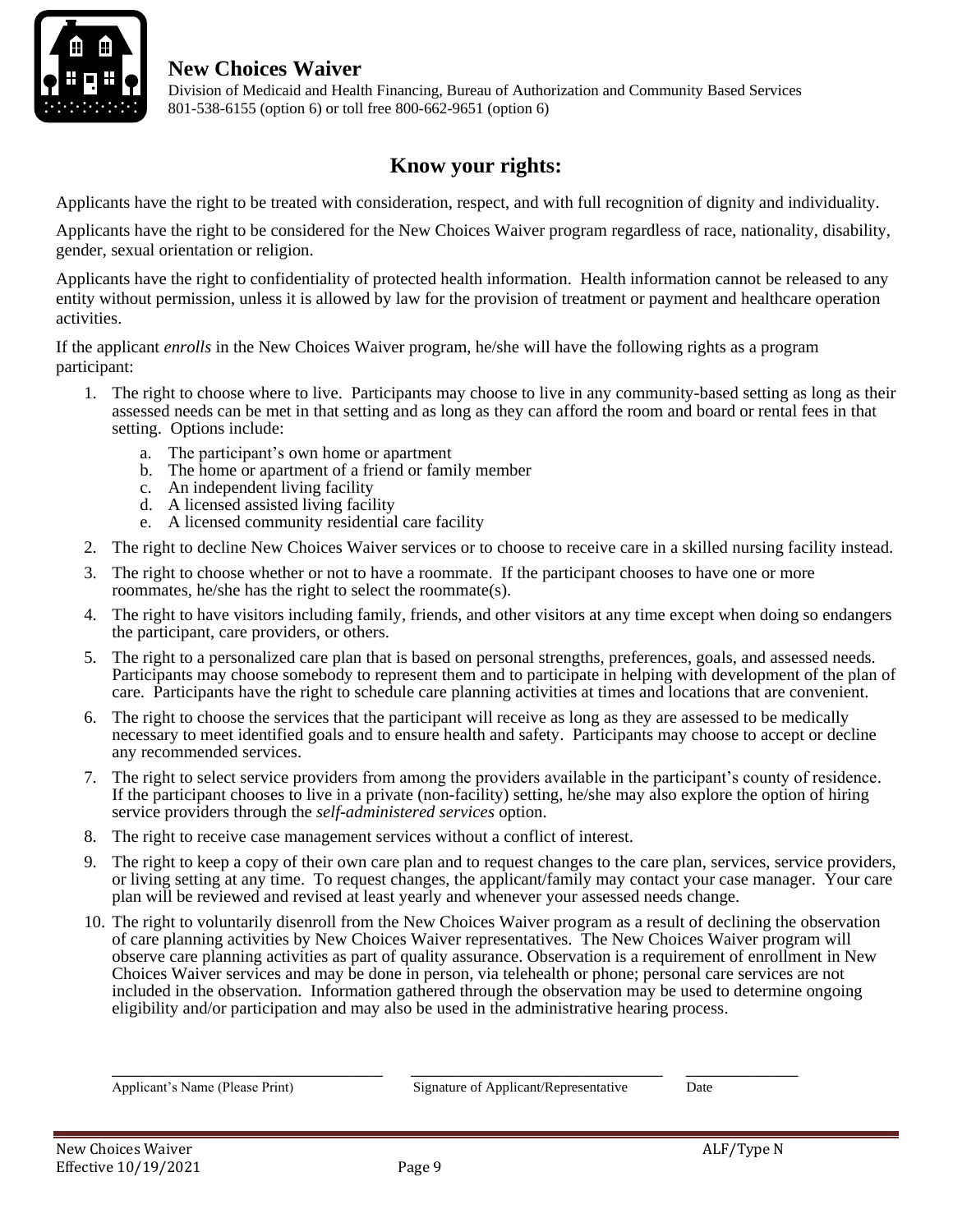**New Choices Waiver**

Division of Medicaid and Health Financing, Bureau of Authorization and Community Based Services
801-538-6155 (option 6) or toll free 800-662-9651 (option 6)

## Know your rights:

Applicants have the right to be treated with consideration, respect, and with full recognition of dignity and individuality.

Applicants have the right to be considered for the New Choices Waiver program regardless of race, nationality, disability, gender, sexual orientation or religion.

Applicants have the right to confidentiality of protected health information. Health information cannot be released to any entity without permission, unless it is allowed by law for the provision of treatment or payment and healthcare operation activities.

If the applicant *enrolls* in the New Choices Waiver program, he/she will have the following rights as a program participant:

1. The right to choose where to live. Participants may choose to live in any community-based setting as long as their assessed needs can be met in that setting and as long as they can afford the room and board or rental fees in that setting. Options include:
    a. The participant's own home or apartment
    b. The home or apartment of a friend or family member
    c. An independent living facility
    d. A licensed assisted living facility
    e. A licensed community residential care facility
2. The right to decline New Choices Waiver services or to choose to receive care in a skilled nursing facility instead.
3. The right to choose whether or not to have a roommate. If the participant chooses to have one or more roommates, he/she has the right to select the roommate(s).
4. The right to have visitors including family, friends, and other visitors at any time except when doing so endangers the participant, care providers, or others.
5. The right to a personalized care plan that is based on personal strengths, preferences, goals, and assessed needs. Participants may choose somebody to represent them and to participate in helping with development of the plan of care. Participants have the right to schedule care planning activities at times and locations that are convenient.
6. The right to choose the services that the participant will receive as long as they are assessed to be medically necessary to meet identified goals and to ensure health and safety. Participants may choose to accept or decline any recommended services.
7. The right to select service providers from among the providers available in the participant's county of residence. If the participant chooses to live in a private (non-facility) setting, he/she may also explore the option of hiring service providers through the *self-administered services* option.
8. The right to receive case management services without a conflict of interest.
9. The right to keep a copy of their own care plan and to request changes to the care plan, services, service providers, or living setting at any time. To request changes, the applicant/family may contact your case manager. Your care plan will be reviewed and revised at least yearly and whenever your assessed needs change.
10. The right to voluntarily disenroll from the New Choices Waiver program as a result of declining the observation of care planning activities by New Choices Waiver representatives. The New Choices Waiver program will observe care planning activities as part of quality assurance. Observation is a requirement of enrollment in New Choices Waiver services and may be done in person, via telehealth or phone; personal care services are not included in the observation. Information gathered through the observation may be used to determine ongoing eligibility and/or participation and may also be used in the administrative hearing process.

| ______________________________ | ______________________________ | ____________ |
|---|---|---|
| Applicant's Name (Please Print) | Signature of Applicant/Representative | Date |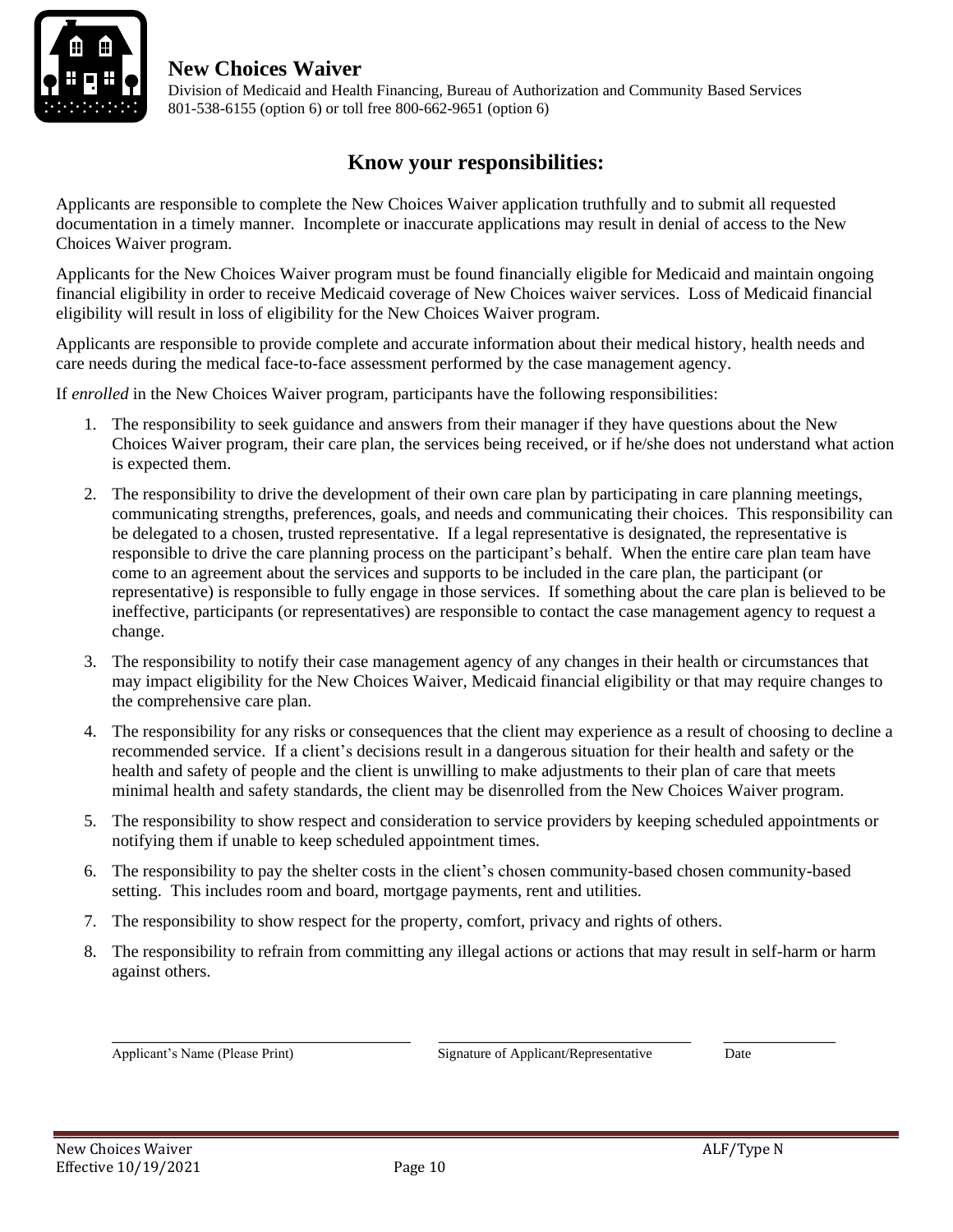**New Choices Waiver**

Division of Medicaid and Health Financing, Bureau of Authorization and Community Based Services
801-538-6155 (option 6) or toll free 800-662-9651 (option 6)

## Know your responsibilities:

Applicants are responsible to complete the New Choices Waiver application truthfully and to submit all requested documentation in a timely manner. Incomplete or inaccurate applications may result in denial of access to the New Choices Waiver program.

Applicants for the New Choices Waiver program must be found financially eligible for Medicaid and maintain ongoing financial eligibility in order to receive Medicaid coverage of New Choices waiver services. Loss of Medicaid financial eligibility will result in loss of eligibility for the New Choices Waiver program.

Applicants are responsible to provide complete and accurate information about their medical history, health needs and care needs during the medical face-to-face assessment performed by the case management agency.

If *enrolled* in the New Choices Waiver program, participants have the following responsibilities:

1. The responsibility to seek guidance and answers from their manager if they have questions about the New Choices Waiver program, their care plan, the services being received, or if he/she does not understand what action is expected them.
2. The responsibility to drive the development of their own care plan by participating in care planning meetings, communicating strengths, preferences, goals, and needs and communicating their choices. This responsibility can be delegated to a chosen, trusted representative. If a legal representative is designated, the representative is responsible to drive the care planning process on the participant's behalf. When the entire care plan team have come to an agreement about the services and supports to be included in the care plan, the participant (or representative) is responsible to fully engage in those services. If something about the care plan is believed to be ineffective, participants (or representatives) are responsible to contact the case management agency to request a change.
3. The responsibility to notify their case management agency of any changes in their health or circumstances that may impact eligibility for the New Choices Waiver, Medicaid financial eligibility or that may require changes to the comprehensive care plan.
4. The responsibility for any risks or consequences that the client may experience as a result of choosing to decline a recommended service. If a client's decisions result in a dangerous situation for their health and safety or the health and safety of people and the client is unwilling to make adjustments to their plan of care that meets minimal health and safety standards, the client may be disenrolled from the New Choices Waiver program.
5. The responsibility to show respect and consideration to service providers by keeping scheduled appointments or notifying them if unable to keep scheduled appointment times.
6. The responsibility to pay the shelter costs in the client's chosen community-based chosen community-based setting. This includes room and board, mortgage payments, rent and utilities.
7. The responsibility to show respect for the property, comfort, privacy and rights of others.
8. The responsibility to refrain from committing any illegal actions or actions that may result in self-harm or harm against others.

\_\_\_\_\_\_\_\_\_\_\_\_\_\_\_\_\_\_\_\_\_\_\_\_\_\_\_\_\_\_ Applicant's Name (Please Print)

\_\_\_\_\_\_\_\_\_\_\_\_\_\_\_\_\_\_\_\_\_\_\_\_\_\_\_\_\_\_ Signature of Applicant/Representative

\_\_\_\_\_\_\_\_\_\_\_\_ Date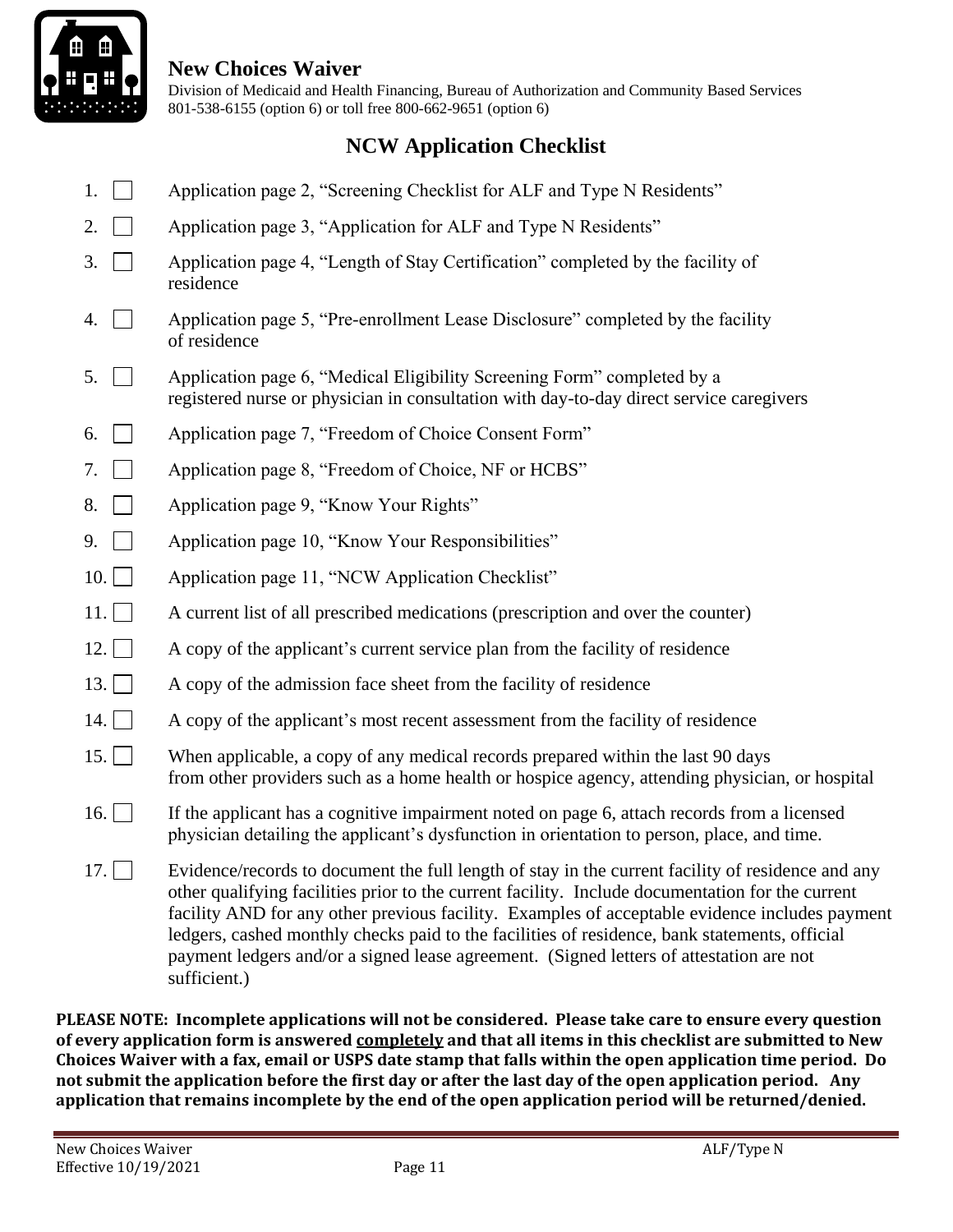**New Choices Waiver**

Division of Medicaid and Health Financing, Bureau of Authorization and Community Based Services
801-538-6155 (option 6) or toll free 800-662-9651 (option 6)

## NCW Application Checklist

1. ☐ Application page 2, "Screening Checklist for ALF and Type N Residents"
2. ☐ Application page 3, "Application for ALF and Type N Residents"
3. ☐ Application page 4, "Length of Stay Certification" completed by the facility of residence
4. ☐ Application page 5, "Pre-enrollment Lease Disclosure" completed by the facility of residence
5. ☐ Application page 6, "Medical Eligibility Screening Form" completed by a registered nurse or physician in consultation with day-to-day direct service caregivers
6. ☐ Application page 7, "Freedom of Choice Consent Form"
7. ☐ Application page 8, "Freedom of Choice, NF or HCBS"
8. ☐ Application page 9, "Know Your Rights"
9. ☐ Application page 10, "Know Your Responsibilities"
10. ☐ Application page 11, "NCW Application Checklist"
11. ☐ A current list of all prescribed medications (prescription and over the counter)
12. ☐ A copy of the applicant's current service plan from the facility of residence
13. ☐ A copy of the admission face sheet from the facility of residence
14. ☐ A copy of the applicant's most recent assessment from the facility of residence
15. ☐ When applicable, a copy of any medical records prepared within the last 90 days from other providers such as a home health or hospice agency, attending physician, or hospital
16. ☐ If the applicant has a cognitive impairment noted on page 6, attach records from a licensed physician detailing the applicant's dysfunction in orientation to person, place, and time.
17. ☐ Evidence/records to document the full length of stay in the current facility of residence and any other qualifying facilities prior to the current facility. Include documentation for the current facility AND for any other previous facility. Examples of acceptable evidence includes payment ledgers, cashed monthly checks paid to the facilities of residence, bank statements, official payment ledgers and/or a signed lease agreement. (Signed letters of attestation are not sufficient.)

**PLEASE NOTE: Incomplete applications will not be considered. Please take care to ensure every question of every application form is answered <u>completely</u> and that all items in this checklist are submitted to New Choices Waiver with a fax, email or USPS date stamp that falls within the open application time period. Do not submit the application before the first day or after the last day of the open application period. Any application that remains incomplete by the end of the open application period will be returned/denied.**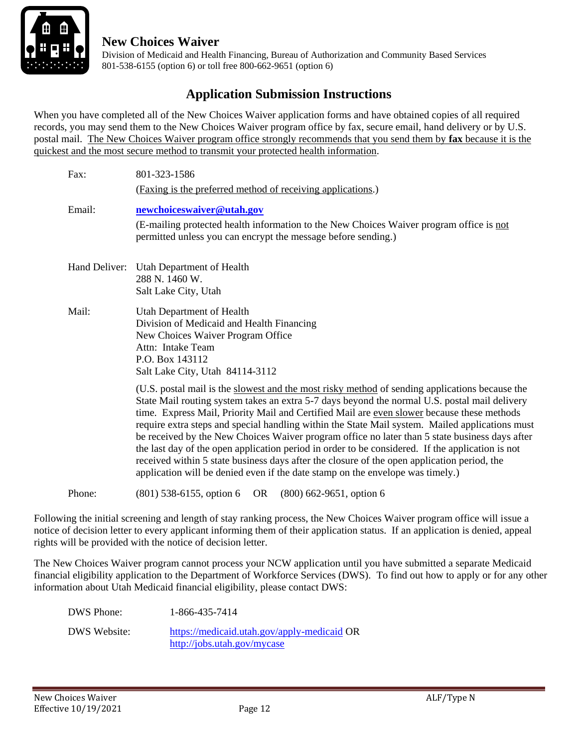**New Choices Waiver**

Division of Medicaid and Health Financing, Bureau of Authorization and Community Based Services
801-538-6155 (option 6) or toll free 800-662-9651 (option 6)

# Application Submission Instructions

When you have completed all of the New Choices Waiver application forms and have obtained copies of all required records, you may send them to the New Choices Waiver program office by fax, secure email, hand delivery or by U.S. postal mail. The New Choices Waiver program office strongly recommends that you send them by **fax** because it is the quickest and the most secure method to transmit your protected health information.

| | |
|---|---|
| Fax: | 801-323-1586<br>(Faxing is the preferred method of receiving applications.) |
| Email: | **newchoiceswaiver@utah.gov**<br>(E-mailing protected health information to the New Choices Waiver program office is not permitted unless you can encrypt the message before sending.) |
| Hand Deliver: | Utah Department of Health<br>288 N. 1460 W.<br>Salt Lake City, Utah |
| Mail: | Utah Department of Health<br>Division of Medicaid and Health Financing<br>New Choices Waiver Program Office<br>Attn: Intake Team<br>P.O. Box 143112<br>Salt Lake City, Utah 84114-3112<br><br>(U.S. postal mail is the slowest and the most risky method of sending applications because the State Mail routing system takes an extra 5-7 days beyond the normal U.S. postal mail delivery time. Express Mail, Priority Mail and Certified Mail are even slower because these methods require extra steps and special handling within the State Mail system. Mailed applications must be received by the New Choices Waiver program office no later than 5 state business days after the last day of the open application period in order to be considered. If the application is not received within 5 state business days after the closure of the open application period, the application will be denied even if the date stamp on the envelope was timely.) |
| Phone: | (801) 538-6155, option 6 OR (800) 662-9651, option 6 |

Following the initial screening and length of stay ranking process, the New Choices Waiver program office will issue a notice of decision letter to every applicant informing them of their application status. If an application is denied, appeal rights will be provided with the notice of decision letter.

The New Choices Waiver program cannot process your NCW application until you have submitted a separate Medicaid financial eligibility application to the Department of Workforce Services (DWS). To find out how to apply or for any other information about Utah Medicaid financial eligibility, please contact DWS:

| | |
|---|---|
| DWS Phone: | 1-866-435-7414 |
| DWS Website: | https://medicaid.utah.gov/apply-medicaid OR<br>http://jobs.utah.gov/mycase |